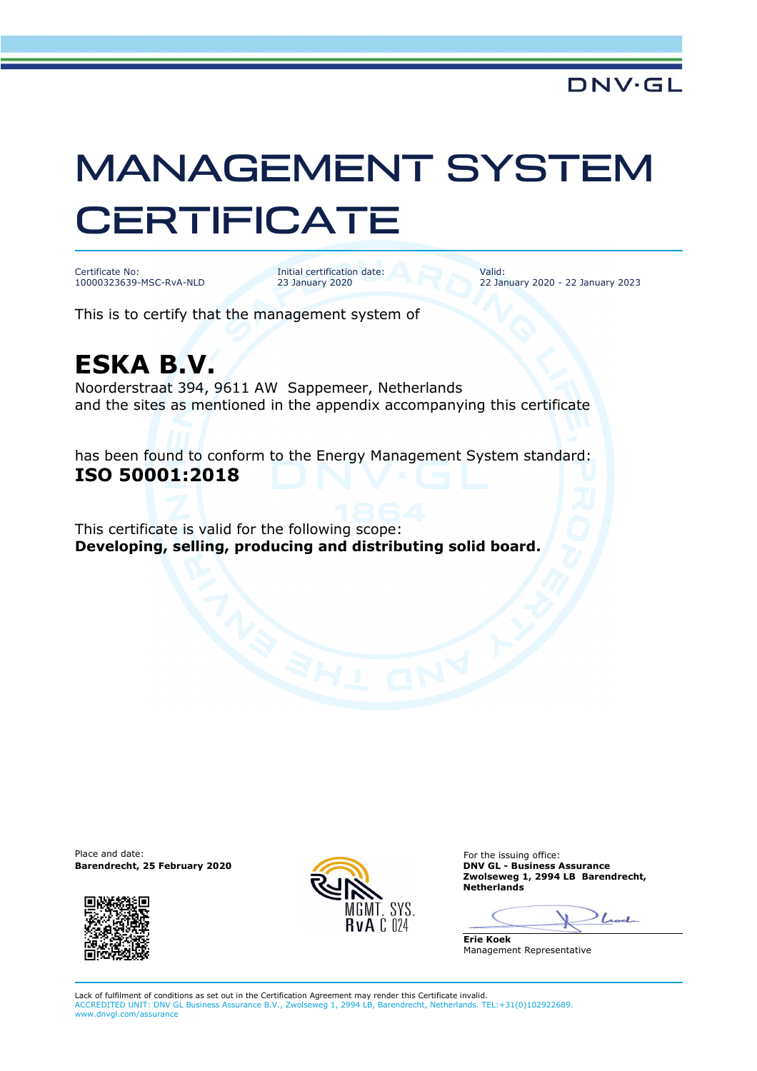DNV·GL

# MANAGEMENT SYSTEM CERTIFICATE

Certificate No:
10000323639-MSC-RvA-NLD

Initial certification date:
23 January 2020

Valid:
22 January 2020 - 22 January 2023

This is to certify that the management system of

## ESKA B.V.

Noorderstraat 394, 9611 AW Sappemeer, Netherlands
and the sites as mentioned in the appendix accompanying this certificate

has been found to conform to the Energy Management System standard:
**ISO 50001:2018**

This certificate is valid for the following scope:
**Developing, selling, producing and distributing solid board.**

Place and date:
**Barendrecht, 25 February 2020**

MGMT. SYS.
RvA C 024

For the issuing office:
**DNV GL - Business Assurance**
**Zwolseweg 1, 2994 LB Barendrecht, Netherlands**

**Erie Koek**
Management Representative

Lack of fulfilment of conditions as set out in the Certification Agreement may render this Certificate invalid.
ACCREDITED UNIT: DNV GL Business Assurance B.V., Zwolseweg 1, 2994 LB, Barendrecht, Netherlands. TEL:+31(0)102922689. www.dnvgl.com/assurance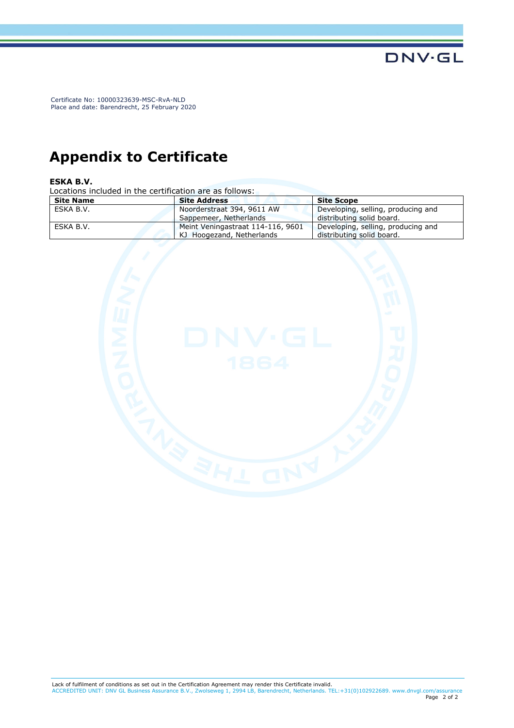Certificate No: 10000323639-MSC-RvA-NLD
Place and date: Barendrecht, 25 February 2020

# Appendix to Certificate

**ESKA B.V.**
Locations included in the certification are as follows:

| Site Name | Site Address | Site Scope |
|---|---|---|
| ESKA B.V. | Noorderstraat 394, 9611 AW Sappemeer, Netherlands | Developing, selling, producing and distributing solid board. |
| ESKA B.V. | Meint Veningastraat 114-116, 9601 KJ Hoogezand, Netherlands | Developing, selling, producing and distributing solid board. |

Lack of fulfilment of conditions as set out in the Certification Agreement may render this Certificate invalid.
ACCREDITED UNIT: DNV GL Business Assurance B.V., Zwolseweg 1, 2994 LB, Barendrecht, Netherlands. TEL:+31(0)102922689. www.dnvgl.com/assurance